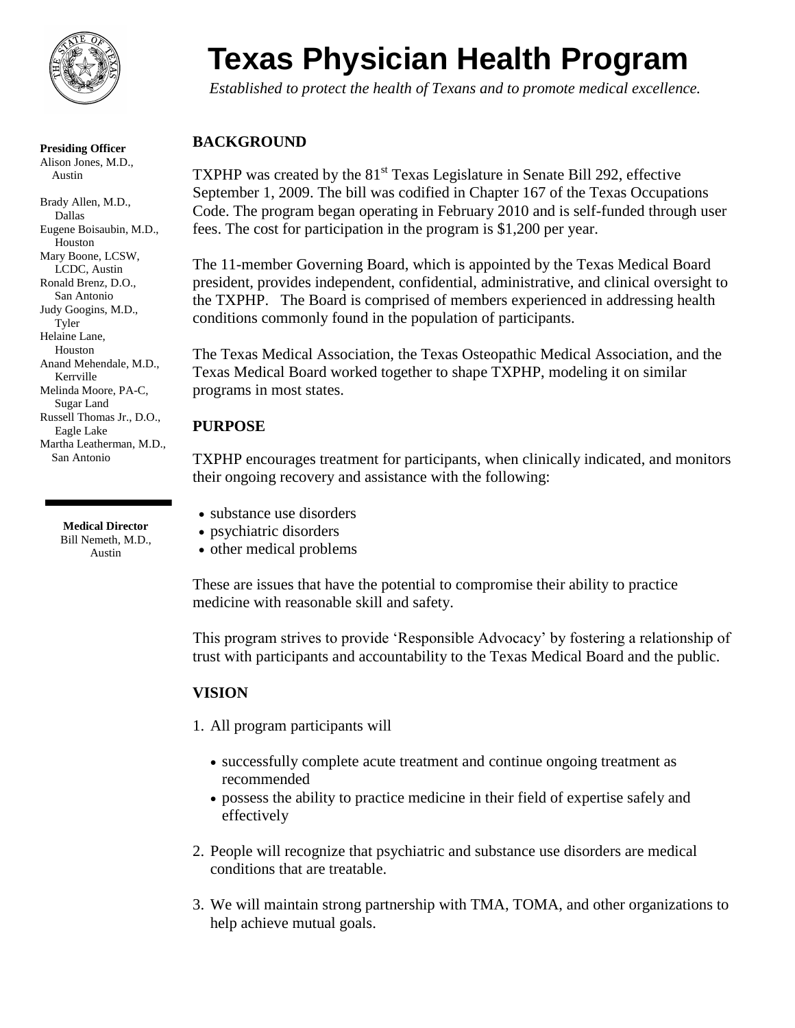# Texas Physician Health Program

*Established to protect the health of Texans and to promote medical excellence.*

**Presiding Officer**
Alison Jones, M.D., Austin

Brady Allen, M.D., Dallas
Eugene Boisaubin, M.D., Houston
Mary Boone, LCSW, LCDC, Austin
Ronald Brenz, D.O., San Antonio
Judy Googins, M.D., Tyler
Helaine Lane, Houston
Anand Mehendale, M.D., Kerrville
Melinda Moore, PA-C, Sugar Land
Russell Thomas Jr., D.O., Eagle Lake
Martha Leatherman, M.D., San Antonio

**Medical Director**
Bill Nemeth, M.D., Austin

## BACKGROUND

TXPHP was created by the 81st Texas Legislature in Senate Bill 292, effective September 1, 2009. The bill was codified in Chapter 167 of the Texas Occupations Code. The program began operating in February 2010 and is self-funded through user fees. The cost for participation in the program is $1,200 per year.

The 11-member Governing Board, which is appointed by the Texas Medical Board president, provides independent, confidential, administrative, and clinical oversight to the TXPHP. The Board is comprised of members experienced in addressing health conditions commonly found in the population of participants.

The Texas Medical Association, the Texas Osteopathic Medical Association, and the Texas Medical Board worked together to shape TXPHP, modeling it on similar programs in most states.

## PURPOSE

TXPHP encourages treatment for participants, when clinically indicated, and monitors their ongoing recovery and assistance with the following:

- substance use disorders
- psychiatric disorders
- other medical problems

These are issues that have the potential to compromise their ability to practice medicine with reasonable skill and safety.

This program strives to provide 'Responsible Advocacy' by fostering a relationship of trust with participants and accountability to the Texas Medical Board and the public.

## VISION

1. All program participants will
   - successfully complete acute treatment and continue ongoing treatment as recommended
   - possess the ability to practice medicine in their field of expertise safely and effectively
2. People will recognize that psychiatric and substance use disorders are medical conditions that are treatable.
3. We will maintain strong partnership with TMA, TOMA, and other organizations to help achieve mutual goals.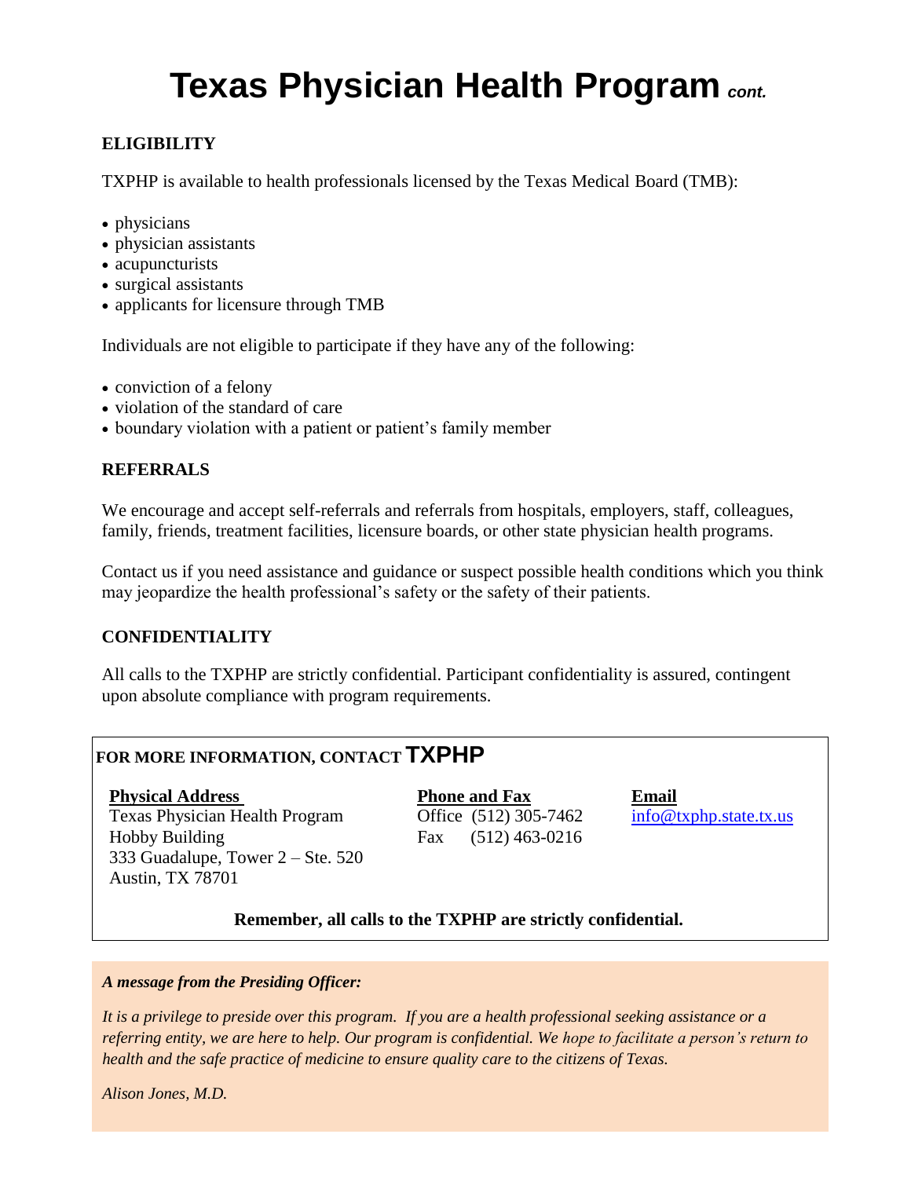# Texas Physician Health Program *cont.*

## ELIGIBILITY

TXPHP is available to health professionals licensed by the Texas Medical Board (TMB):

- physicians
- physician assistants
- acupuncturists
- surgical assistants
- applicants for licensure through TMB

Individuals are not eligible to participate if they have any of the following:

- conviction of a felony
- violation of the standard of care
- boundary violation with a patient or patient's family member

## REFERRALS

We encourage and accept self-referrals and referrals from hospitals, employers, staff, colleagues, family, friends, treatment facilities, licensure boards, or other state physician health programs.

Contact us if you need assistance and guidance or suspect possible health conditions which you think may jeopardize the health professional's safety or the safety of their patients.

## CONFIDENTIALITY

All calls to the TXPHP are strictly confidential. Participant confidentiality is assured, contingent upon absolute compliance with program requirements.

**FOR MORE INFORMATION, CONTACT TXPHP**

**Physical Address**
Texas Physician Health Program
Hobby Building
333 Guadalupe, Tower 2 – Ste. 520
Austin, TX 78701

**Phone and Fax**
Office (512) 305-7462
Fax (512) 463-0216

**Email**
info@txphp.state.tx.us

**Remember, all calls to the TXPHP are strictly confidential.**

***A message from the Presiding Officer:***

*It is a privilege to preside over this program. If you are a health professional seeking assistance or a referring entity, we are here to help. Our program is confidential. We hope to facilitate a person's return to health and the safe practice of medicine to ensure quality care to the citizens of Texas.*

*Alison Jones, M.D.*